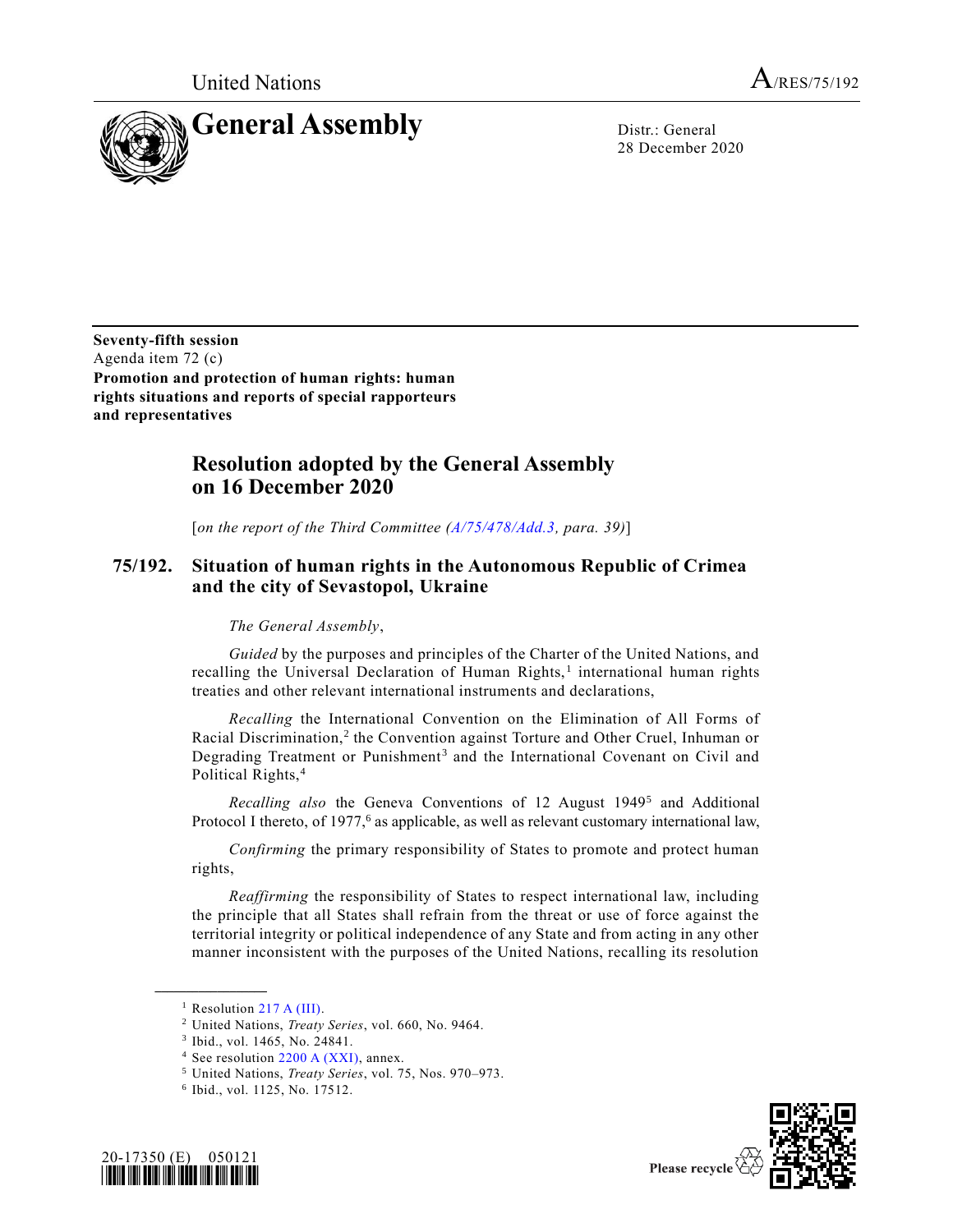United Nations A/RES/75/192

# General Assembly

Distr.: General
28 December 2020

**Seventy-fifth session**
Agenda item 72 (c)
**Promotion and protection of human rights: human rights situations and reports of special rapporteurs and representatives**

## Resolution adopted by the General Assembly on 16 December 2020

[*on the report of the Third Committee (A/75/478/Add.3, para. 39)*]

### 75/192. Situation of human rights in the Autonomous Republic of Crimea and the city of Sevastopol, Ukraine

*The General Assembly*,

*Guided* by the purposes and principles of the Charter of the United Nations, and recalling the Universal Declaration of Human Rights,[1] international human rights treaties and other relevant international instruments and declarations,

*Recalling* the International Convention on the Elimination of All Forms of Racial Discrimination,[2] the Convention against Torture and Other Cruel, Inhuman or Degrading Treatment or Punishment[3] and the International Covenant on Civil and Political Rights,[4]

*Recalling also* the Geneva Conventions of 12 August 1949[5] and Additional Protocol I thereto, of 1977,[6] as applicable, as well as relevant customary international law,

*Confirming* the primary responsibility of States to promote and protect human rights,

*Reaffirming* the responsibility of States to respect international law, including the principle that all States shall refrain from the threat or use of force against the territorial integrity or political independence of any State and from acting in any other manner inconsistent with the purposes of the United Nations, recalling its resolution

[1] Resolution 217 A (III).
[2] United Nations, *Treaty Series*, vol. 660, No. 9464.
[3] Ibid., vol. 1465, No. 24841.
[4] See resolution 2200 A (XXI), annex.
[5] United Nations, *Treaty Series*, vol. 75, Nos. 970–973.
[6] Ibid., vol. 1125, No. 17512.

20-17350 (E) 050121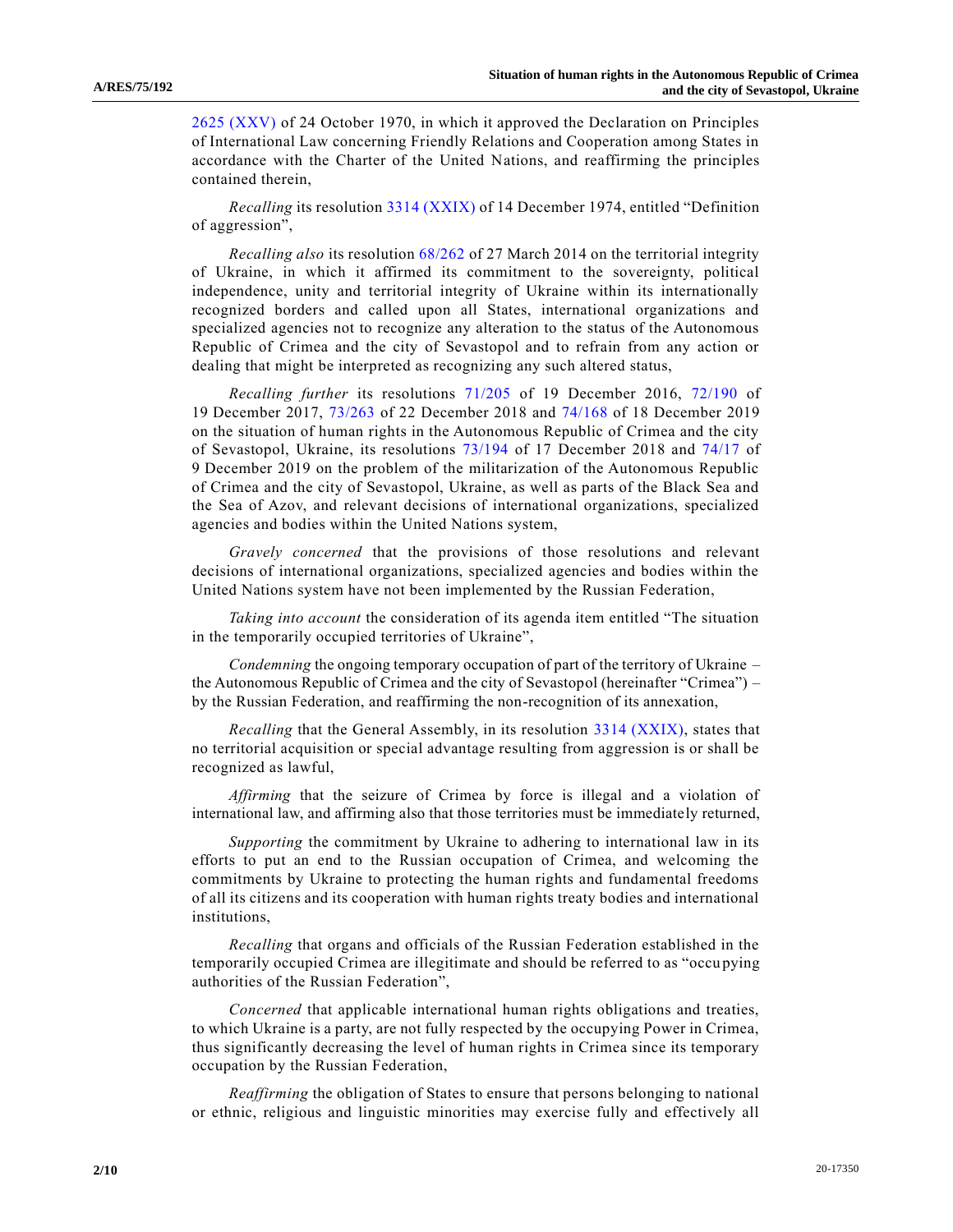2625 (XXV) of 24 October 1970, in which it approved the Declaration on Principles of International Law concerning Friendly Relations and Cooperation among States in accordance with the Charter of the United Nations, and reaffirming the principles contained therein,

*Recalling* its resolution 3314 (XXIX) of 14 December 1974, entitled "Definition of aggression",

*Recalling also* its resolution 68/262 of 27 March 2014 on the territorial integrity of Ukraine, in which it affirmed its commitment to the sovereignty, political independence, unity and territorial integrity of Ukraine within its internationally recognized borders and called upon all States, international organizations and specialized agencies not to recognize any alteration to the status of the Autonomous Republic of Crimea and the city of Sevastopol and to refrain from any action or dealing that might be interpreted as recognizing any such altered status,

*Recalling further* its resolutions 71/205 of 19 December 2016, 72/190 of 19 December 2017, 73/263 of 22 December 2018 and 74/168 of 18 December 2019 on the situation of human rights in the Autonomous Republic of Crimea and the city of Sevastopol, Ukraine, its resolutions 73/194 of 17 December 2018 and 74/17 of 9 December 2019 on the problem of the militarization of the Autonomous Republic of Crimea and the city of Sevastopol, Ukraine, as well as parts of the Black Sea and the Sea of Azov, and relevant decisions of international organizations, specialized agencies and bodies within the United Nations system,

*Gravely concerned* that the provisions of those resolutions and relevant decisions of international organizations, specialized agencies and bodies within the United Nations system have not been implemented by the Russian Federation,

*Taking into account* the consideration of its agenda item entitled "The situation in the temporarily occupied territories of Ukraine",

*Condemning* the ongoing temporary occupation of part of the territory of Ukraine – the Autonomous Republic of Crimea and the city of Sevastopol (hereinafter "Crimea") – by the Russian Federation, and reaffirming the non-recognition of its annexation,

*Recalling* that the General Assembly, in its resolution 3314 (XXIX), states that no territorial acquisition or special advantage resulting from aggression is or shall be recognized as lawful,

*Affirming* that the seizure of Crimea by force is illegal and a violation of international law, and affirming also that those territories must be immediately returned,

*Supporting* the commitment by Ukraine to adhering to international law in its efforts to put an end to the Russian occupation of Crimea, and welcoming the commitments by Ukraine to protecting the human rights and fundamental freedoms of all its citizens and its cooperation with human rights treaty bodies and international institutions,

*Recalling* that organs and officials of the Russian Federation established in the temporarily occupied Crimea are illegitimate and should be referred to as "occupying authorities of the Russian Federation",

*Concerned* that applicable international human rights obligations and treaties, to which Ukraine is a party, are not fully respected by the occupying Power in Crimea, thus significantly decreasing the level of human rights in Crimea since its temporary occupation by the Russian Federation,

*Reaffirming* the obligation of States to ensure that persons belonging to national or ethnic, religious and linguistic minorities may exercise fully and effectively all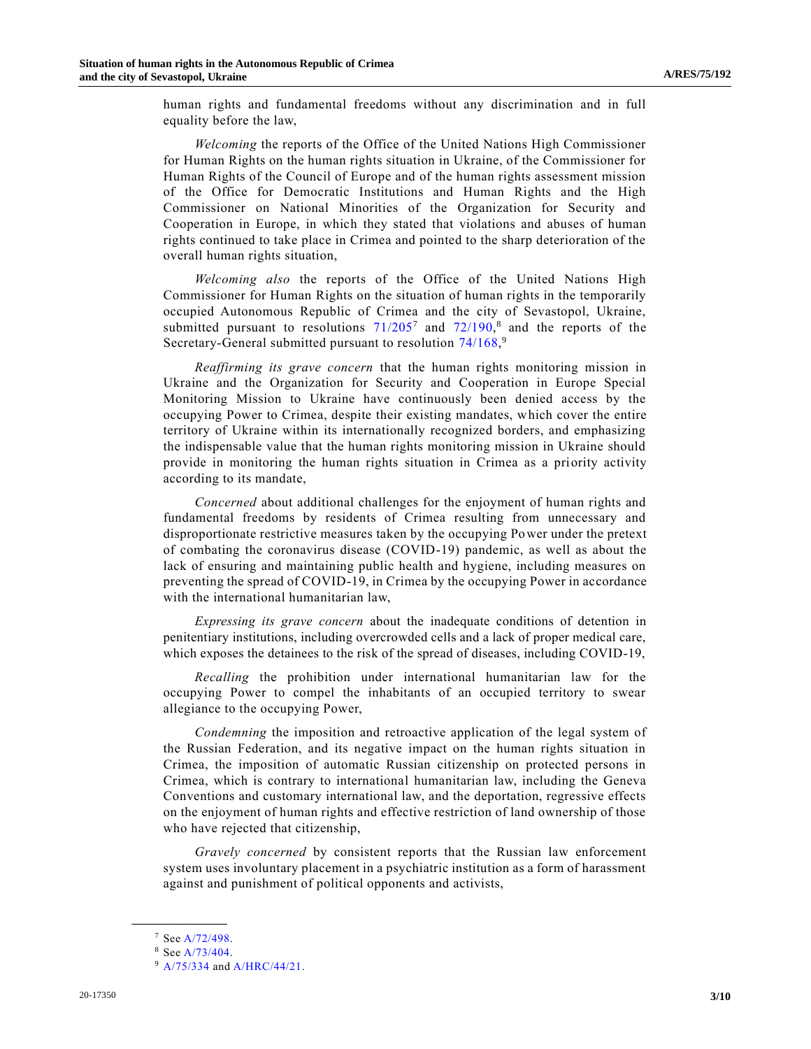human rights and fundamental freedoms without any discrimination and in full equality before the law,

*Welcoming* the reports of the Office of the United Nations High Commissioner for Human Rights on the human rights situation in Ukraine, of the Commissioner for Human Rights of the Council of Europe and of the human rights assessment mission of the Office for Democratic Institutions and Human Rights and the High Commissioner on National Minorities of the Organization for Security and Cooperation in Europe, in which they stated that violations and abuses of human rights continued to take place in Crimea and pointed to the sharp deterioration of the overall human rights situation,

*Welcoming also* the reports of the Office of the United Nations High Commissioner for Human Rights on the situation of human rights in the temporarily occupied Autonomous Republic of Crimea and the city of Sevastopol, Ukraine, submitted pursuant to resolutions 71/205[7] and 72/190,[8] and the reports of the Secretary-General submitted pursuant to resolution 74/168,[9]

*Reaffirming its grave concern* that the human rights monitoring mission in Ukraine and the Organization for Security and Cooperation in Europe Special Monitoring Mission to Ukraine have continuously been denied access by the occupying Power to Crimea, despite their existing mandates, which cover the entire territory of Ukraine within its internationally recognized borders, and emphasizing the indispensable value that the human rights monitoring mission in Ukraine should provide in monitoring the human rights situation in Crimea as a priority activity according to its mandate,

*Concerned* about additional challenges for the enjoyment of human rights and fundamental freedoms by residents of Crimea resulting from unnecessary and disproportionate restrictive measures taken by the occupying Power under the pretext of combating the coronavirus disease (COVID-19) pandemic, as well as about the lack of ensuring and maintaining public health and hygiene, including measures on preventing the spread of COVID-19, in Crimea by the occupying Power in accordance with the international humanitarian law,

*Expressing its grave concern* about the inadequate conditions of detention in penitentiary institutions, including overcrowded cells and a lack of proper medical care, which exposes the detainees to the risk of the spread of diseases, including COVID-19,

*Recalling* the prohibition under international humanitarian law for the occupying Power to compel the inhabitants of an occupied territory to swear allegiance to the occupying Power,

*Condemning* the imposition and retroactive application of the legal system of the Russian Federation, and its negative impact on the human rights situation in Crimea, the imposition of automatic Russian citizenship on protected persons in Crimea, which is contrary to international humanitarian law, including the Geneva Conventions and customary international law, and the deportation, regressive effects on the enjoyment of human rights and effective restriction of land ownership of those who have rejected that citizenship,

*Gravely concerned* by consistent reports that the Russian law enforcement system uses involuntary placement in a psychiatric institution as a form of harassment against and punishment of political opponents and activists,

---

[7] See A/72/498.

[8] See A/73/404.

[9] A/75/334 and A/HRC/44/21.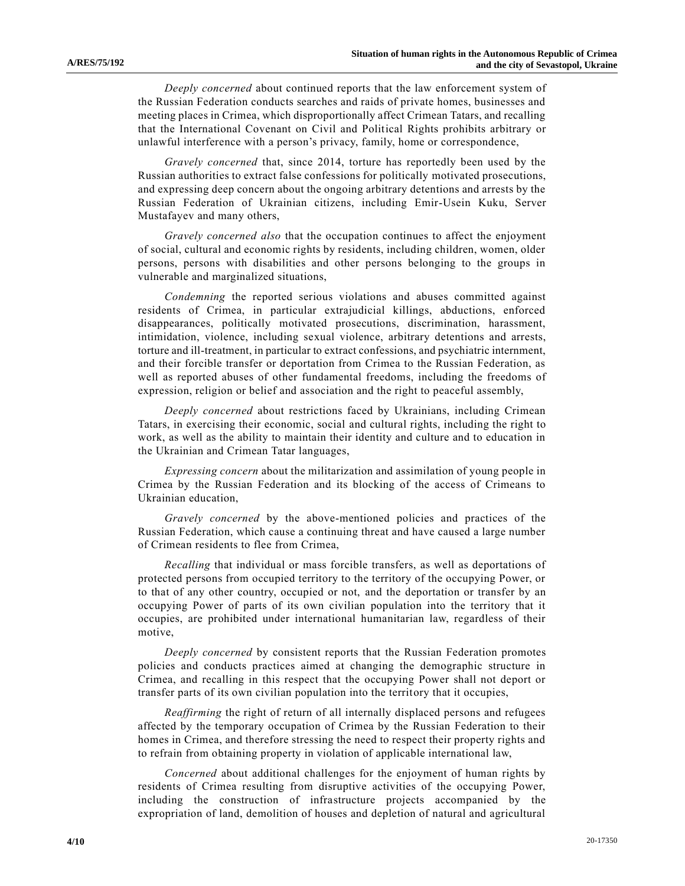*Deeply concerned* about continued reports that the law enforcement system of the Russian Federation conducts searches and raids of private homes, businesses and meeting places in Crimea, which disproportionally affect Crimean Tatars, and recalling that the International Covenant on Civil and Political Rights prohibits arbitrary or unlawful interference with a person's privacy, family, home or correspondence,

*Gravely concerned* that, since 2014, torture has reportedly been used by the Russian authorities to extract false confessions for politically motivated prosecutions, and expressing deep concern about the ongoing arbitrary detentions and arrests by the Russian Federation of Ukrainian citizens, including Emir-Usein Kuku, Server Mustafayev and many others,

*Gravely concerned also* that the occupation continues to affect the enjoyment of social, cultural and economic rights by residents, including children, women, older persons, persons with disabilities and other persons belonging to the groups in vulnerable and marginalized situations,

*Condemning* the reported serious violations and abuses committed against residents of Crimea, in particular extrajudicial killings, abductions, enforced disappearances, politically motivated prosecutions, discrimination, harassment, intimidation, violence, including sexual violence, arbitrary detentions and arrests, torture and ill-treatment, in particular to extract confessions, and psychiatric internment, and their forcible transfer or deportation from Crimea to the Russian Federation, as well as reported abuses of other fundamental freedoms, including the freedoms of expression, religion or belief and association and the right to peaceful assembly,

*Deeply concerned* about restrictions faced by Ukrainians, including Crimean Tatars, in exercising their economic, social and cultural rights, including the right to work, as well as the ability to maintain their identity and culture and to education in the Ukrainian and Crimean Tatar languages,

*Expressing concern* about the militarization and assimilation of young people in Crimea by the Russian Federation and its blocking of the access of Crimeans to Ukrainian education,

*Gravely concerned* by the above-mentioned policies and practices of the Russian Federation, which cause a continuing threat and have caused a large number of Crimean residents to flee from Crimea,

*Recalling* that individual or mass forcible transfers, as well as deportations of protected persons from occupied territory to the territory of the occupying Power, or to that of any other country, occupied or not, and the deportation or transfer by an occupying Power of parts of its own civilian population into the territory that it occupies, are prohibited under international humanitarian law, regardless of their motive,

*Deeply concerned* by consistent reports that the Russian Federation promotes policies and conducts practices aimed at changing the demographic structure in Crimea, and recalling in this respect that the occupying Power shall not deport or transfer parts of its own civilian population into the territory that it occupies,

*Reaffirming* the right of return of all internally displaced persons and refugees affected by the temporary occupation of Crimea by the Russian Federation to their homes in Crimea, and therefore stressing the need to respect their property rights and to refrain from obtaining property in violation of applicable international law,

*Concerned* about additional challenges for the enjoyment of human rights by residents of Crimea resulting from disruptive activities of the occupying Power, including the construction of infrastructure projects accompanied by the expropriation of land, demolition of houses and depletion of natural and agricultural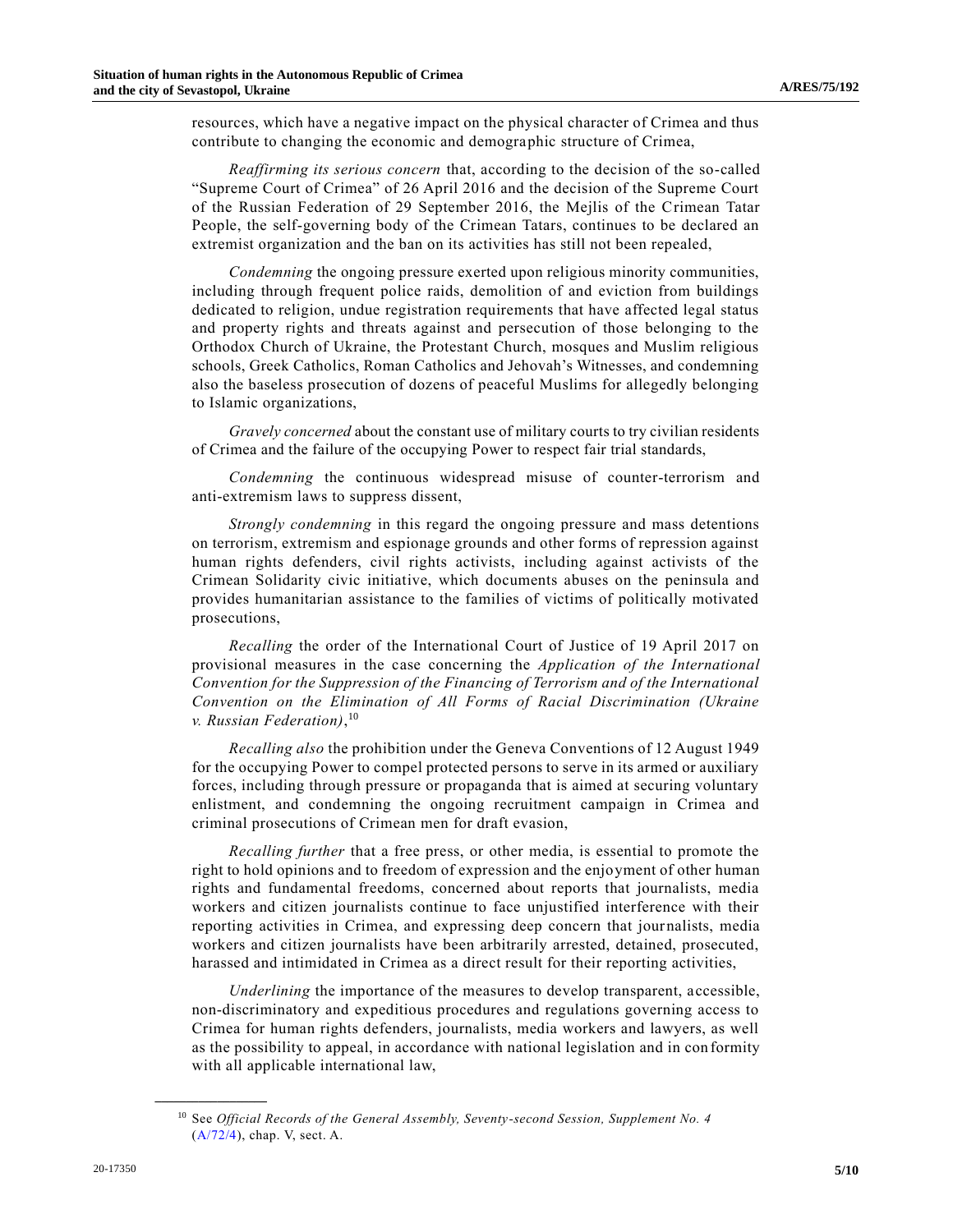resources, which have a negative impact on the physical character of Crimea and thus contribute to changing the economic and demographic structure of Crimea,

*Reaffirming its serious concern* that, according to the decision of the so-called "Supreme Court of Crimea" of 26 April 2016 and the decision of the Supreme Court of the Russian Federation of 29 September 2016, the Mejlis of the Crimean Tatar People, the self-governing body of the Crimean Tatars, continues to be declared an extremist organization and the ban on its activities has still not been repealed,

*Condemning* the ongoing pressure exerted upon religious minority communities, including through frequent police raids, demolition of and eviction from buildings dedicated to religion, undue registration requirements that have affected legal status and property rights and threats against and persecution of those belonging to the Orthodox Church of Ukraine, the Protestant Church, mosques and Muslim religious schools, Greek Catholics, Roman Catholics and Jehovah's Witnesses, and condemning also the baseless prosecution of dozens of peaceful Muslims for allegedly belonging to Islamic organizations,

*Gravely concerned* about the constant use of military courts to try civilian residents of Crimea and the failure of the occupying Power to respect fair trial standards,

*Condemning* the continuous widespread misuse of counter-terrorism and anti-extremism laws to suppress dissent,

*Strongly condemning* in this regard the ongoing pressure and mass detentions on terrorism, extremism and espionage grounds and other forms of repression against human rights defenders, civil rights activists, including against activists of the Crimean Solidarity civic initiative, which documents abuses on the peninsula and provides humanitarian assistance to the families of victims of politically motivated prosecutions,

*Recalling* the order of the International Court of Justice of 19 April 2017 on provisional measures in the case concerning the *Application of the International Convention for the Suppression of the Financing of Terrorism and of the International Convention on the Elimination of All Forms of Racial Discrimination (Ukraine v. Russian Federation)*,[10]

*Recalling also* the prohibition under the Geneva Conventions of 12 August 1949 for the occupying Power to compel protected persons to serve in its armed or auxiliary forces, including through pressure or propaganda that is aimed at securing voluntary enlistment, and condemning the ongoing recruitment campaign in Crimea and criminal prosecutions of Crimean men for draft evasion,

*Recalling further* that a free press, or other media, is essential to promote the right to hold opinions and to freedom of expression and the enjoyment of other human rights and fundamental freedoms, concerned about reports that journalists, media workers and citizen journalists continue to face unjustified interference with their reporting activities in Crimea, and expressing deep concern that journalists, media workers and citizen journalists have been arbitrarily arrested, detained, prosecuted, harassed and intimidated in Crimea as a direct result for their reporting activities,

*Underlining* the importance of the measures to develop transparent, accessible, non-discriminatory and expeditious procedures and regulations governing access to Crimea for human rights defenders, journalists, media workers and lawyers, as well as the possibility to appeal, in accordance with national legislation and in conformity with all applicable international law,

---

[10] See *Official Records of the General Assembly, Seventy-second Session, Supplement No. 4* (A/72/4), chap. V, sect. A.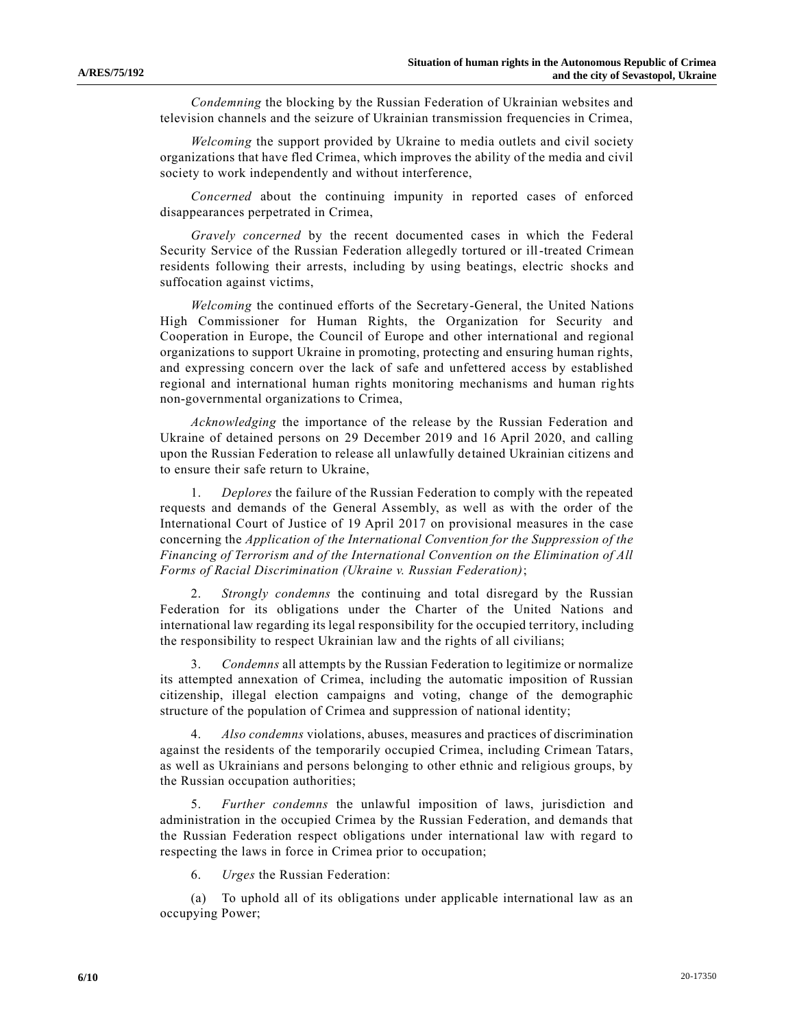*Condemning* the blocking by the Russian Federation of Ukrainian websites and television channels and the seizure of Ukrainian transmission frequencies in Crimea,

*Welcoming* the support provided by Ukraine to media outlets and civil society organizations that have fled Crimea, which improves the ability of the media and civil society to work independently and without interference,

*Concerned* about the continuing impunity in reported cases of enforced disappearances perpetrated in Crimea,

*Gravely concerned* by the recent documented cases in which the Federal Security Service of the Russian Federation allegedly tortured or ill-treated Crimean residents following their arrests, including by using beatings, electric shocks and suffocation against victims,

*Welcoming* the continued efforts of the Secretary-General, the United Nations High Commissioner for Human Rights, the Organization for Security and Cooperation in Europe, the Council of Europe and other international and regional organizations to support Ukraine in promoting, protecting and ensuring human rights, and expressing concern over the lack of safe and unfettered access by established regional and international human rights monitoring mechanisms and human rights non-governmental organizations to Crimea,

*Acknowledging* the importance of the release by the Russian Federation and Ukraine of detained persons on 29 December 2019 and 16 April 2020, and calling upon the Russian Federation to release all unlawfully detained Ukrainian citizens and to ensure their safe return to Ukraine,

1. *Deplores* the failure of the Russian Federation to comply with the repeated requests and demands of the General Assembly, as well as with the order of the International Court of Justice of 19 April 2017 on provisional measures in the case concerning the *Application of the International Convention for the Suppression of the Financing of Terrorism and of the International Convention on the Elimination of All Forms of Racial Discrimination (Ukraine v. Russian Federation)*;

2. *Strongly condemns* the continuing and total disregard by the Russian Federation for its obligations under the Charter of the United Nations and international law regarding its legal responsibility for the occupied territory, including the responsibility to respect Ukrainian law and the rights of all civilians;

3. *Condemns* all attempts by the Russian Federation to legitimize or normalize its attempted annexation of Crimea, including the automatic imposition of Russian citizenship, illegal election campaigns and voting, change of the demographic structure of the population of Crimea and suppression of national identity;

4. *Also condemns* violations, abuses, measures and practices of discrimination against the residents of the temporarily occupied Crimea, including Crimean Tatars, as well as Ukrainians and persons belonging to other ethnic and religious groups, by the Russian occupation authorities;

5. *Further condemns* the unlawful imposition of laws, jurisdiction and administration in the occupied Crimea by the Russian Federation, and demands that the Russian Federation respect obligations under international law with regard to respecting the laws in force in Crimea prior to occupation;

6. *Urges* the Russian Federation:

(a) To uphold all of its obligations under applicable international law as an occupying Power;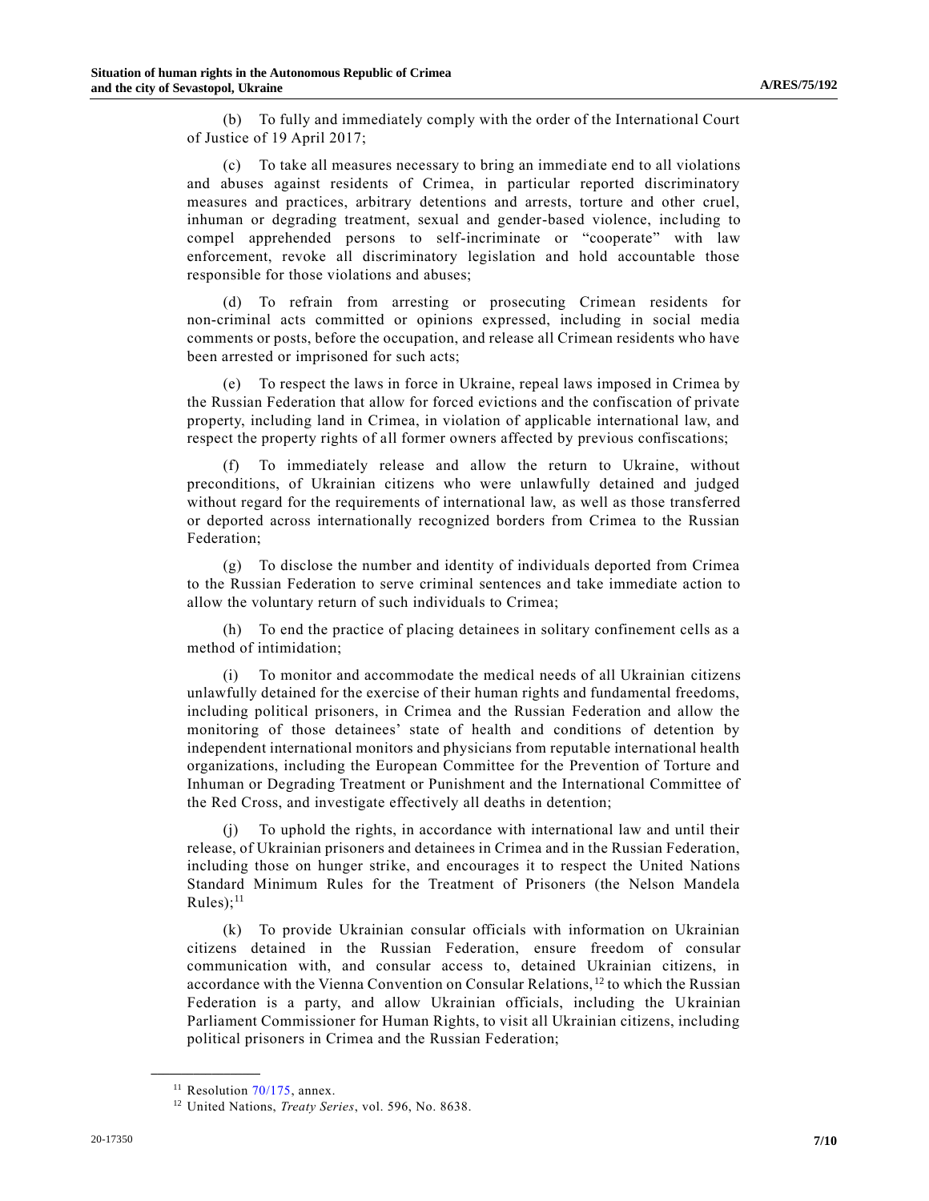(b) To fully and immediately comply with the order of the International Court of Justice of 19 April 2017;

(c) To take all measures necessary to bring an immediate end to all violations and abuses against residents of Crimea, in particular reported discriminatory measures and practices, arbitrary detentions and arrests, torture and other cruel, inhuman or degrading treatment, sexual and gender-based violence, including to compel apprehended persons to self-incriminate or "cooperate" with law enforcement, revoke all discriminatory legislation and hold accountable those responsible for those violations and abuses;

(d) To refrain from arresting or prosecuting Crimean residents for non-criminal acts committed or opinions expressed, including in social media comments or posts, before the occupation, and release all Crimean residents who have been arrested or imprisoned for such acts;

(e) To respect the laws in force in Ukraine, repeal laws imposed in Crimea by the Russian Federation that allow for forced evictions and the confiscation of private property, including land in Crimea, in violation of applicable international law, and respect the property rights of all former owners affected by previous confiscations;

(f) To immediately release and allow the return to Ukraine, without preconditions, of Ukrainian citizens who were unlawfully detained and judged without regard for the requirements of international law, as well as those transferred or deported across internationally recognized borders from Crimea to the Russian Federation;

(g) To disclose the number and identity of individuals deported from Crimea to the Russian Federation to serve criminal sentences and take immediate action to allow the voluntary return of such individuals to Crimea;

(h) To end the practice of placing detainees in solitary confinement cells as a method of intimidation;

(i) To monitor and accommodate the medical needs of all Ukrainian citizens unlawfully detained for the exercise of their human rights and fundamental freedoms, including political prisoners, in Crimea and the Russian Federation and allow the monitoring of those detainees' state of health and conditions of detention by independent international monitors and physicians from reputable international health organizations, including the European Committee for the Prevention of Torture and Inhuman or Degrading Treatment or Punishment and the International Committee of the Red Cross, and investigate effectively all deaths in detention;

(j) To uphold the rights, in accordance with international law and until their release, of Ukrainian prisoners and detainees in Crimea and in the Russian Federation, including those on hunger strike, and encourages it to respect the United Nations Standard Minimum Rules for the Treatment of Prisoners (the Nelson Mandela Rules);[11]

(k) To provide Ukrainian consular officials with information on Ukrainian citizens detained in the Russian Federation, ensure freedom of consular communication with, and consular access to, detained Ukrainian citizens, in accordance with the Vienna Convention on Consular Relations,[12] to which the Russian Federation is a party, and allow Ukrainian officials, including the Ukrainian Parliament Commissioner for Human Rights, to visit all Ukrainian citizens, including political prisoners in Crimea and the Russian Federation;

---

[11] Resolution 70/175, annex.

[12] United Nations, *Treaty Series*, vol. 596, No. 8638.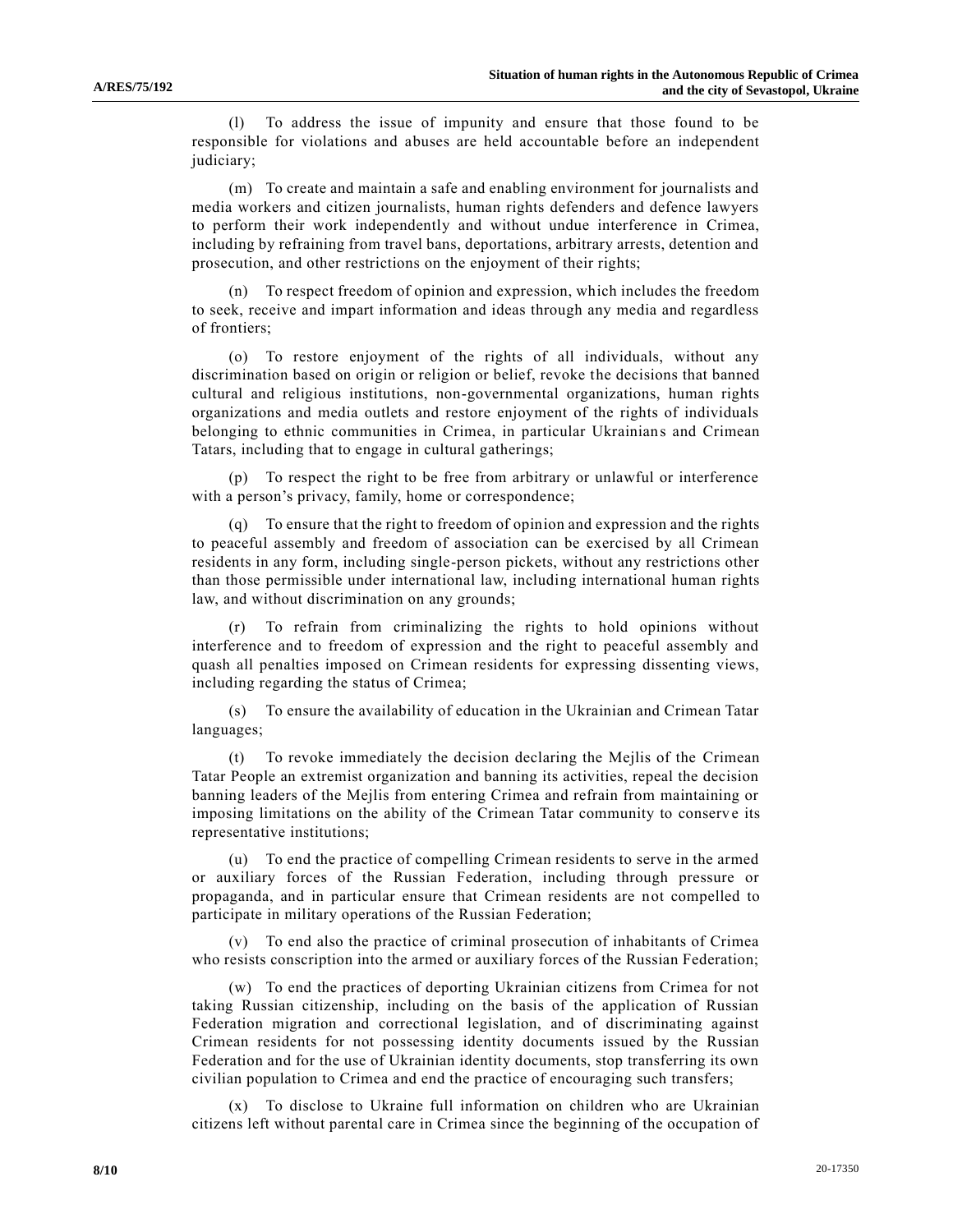(l) To address the issue of impunity and ensure that those found to be responsible for violations and abuses are held accountable before an independent judiciary;

(m) To create and maintain a safe and enabling environment for journalists and media workers and citizen journalists, human rights defenders and defence lawyers to perform their work independently and without undue interference in Crimea, including by refraining from travel bans, deportations, arbitrary arrests, detention and prosecution, and other restrictions on the enjoyment of their rights;

(n) To respect freedom of opinion and expression, which includes the freedom to seek, receive and impart information and ideas through any media and regardless of frontiers;

(o) To restore enjoyment of the rights of all individuals, without any discrimination based on origin or religion or belief, revoke the decisions that banned cultural and religious institutions, non-governmental organizations, human rights organizations and media outlets and restore enjoyment of the rights of individuals belonging to ethnic communities in Crimea, in particular Ukrainians and Crimean Tatars, including that to engage in cultural gatherings;

(p) To respect the right to be free from arbitrary or unlawful or interference with a person's privacy, family, home or correspondence;

(q) To ensure that the right to freedom of opinion and expression and the rights to peaceful assembly and freedom of association can be exercised by all Crimean residents in any form, including single-person pickets, without any restrictions other than those permissible under international law, including international human rights law, and without discrimination on any grounds;

(r) To refrain from criminalizing the rights to hold opinions without interference and to freedom of expression and the right to peaceful assembly and quash all penalties imposed on Crimean residents for expressing dissenting views, including regarding the status of Crimea;

(s) To ensure the availability of education in the Ukrainian and Crimean Tatar languages;

(t) To revoke immediately the decision declaring the Mejlis of the Crimean Tatar People an extremist organization and banning its activities, repeal the decision banning leaders of the Mejlis from entering Crimea and refrain from maintaining or imposing limitations on the ability of the Crimean Tatar community to conserve its representative institutions;

(u) To end the practice of compelling Crimean residents to serve in the armed or auxiliary forces of the Russian Federation, including through pressure or propaganda, and in particular ensure that Crimean residents are not compelled to participate in military operations of the Russian Federation;

(v) To end also the practice of criminal prosecution of inhabitants of Crimea who resists conscription into the armed or auxiliary forces of the Russian Federation;

(w) To end the practices of deporting Ukrainian citizens from Crimea for not taking Russian citizenship, including on the basis of the application of Russian Federation migration and correctional legislation, and of discriminating against Crimean residents for not possessing identity documents issued by the Russian Federation and for the use of Ukrainian identity documents, stop transferring its own civilian population to Crimea and end the practice of encouraging such transfers;

(x) To disclose to Ukraine full information on children who are Ukrainian citizens left without parental care in Crimea since the beginning of the occupation of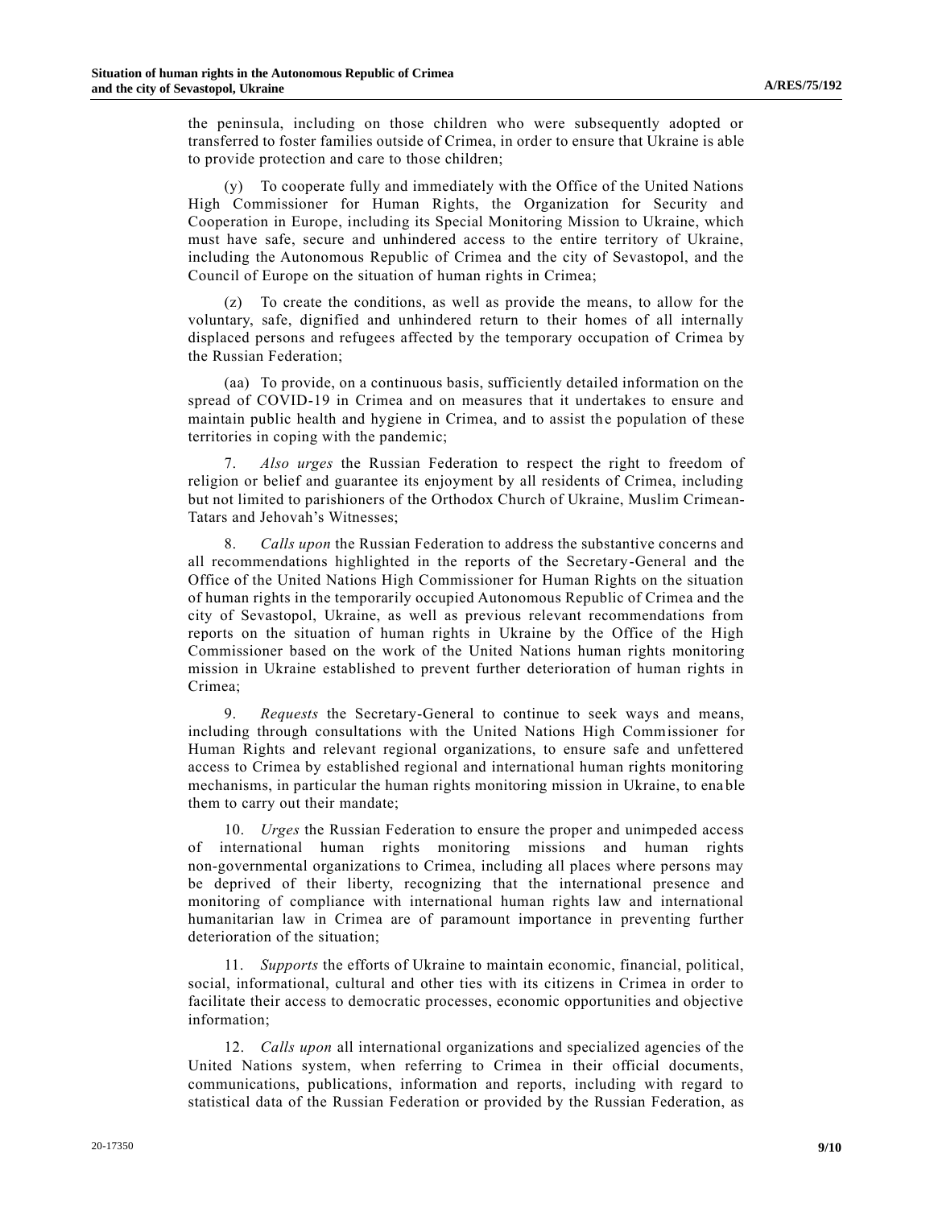the peninsula, including on those children who were subsequently adopted or transferred to foster families outside of Crimea, in order to ensure that Ukraine is able to provide protection and care to those children;

(y) To cooperate fully and immediately with the Office of the United Nations High Commissioner for Human Rights, the Organization for Security and Cooperation in Europe, including its Special Monitoring Mission to Ukraine, which must have safe, secure and unhindered access to the entire territory of Ukraine, including the Autonomous Republic of Crimea and the city of Sevastopol, and the Council of Europe on the situation of human rights in Crimea;

(z) To create the conditions, as well as provide the means, to allow for the voluntary, safe, dignified and unhindered return to their homes of all internally displaced persons and refugees affected by the temporary occupation of Crimea by the Russian Federation;

(aa) To provide, on a continuous basis, sufficiently detailed information on the spread of COVID-19 in Crimea and on measures that it undertakes to ensure and maintain public health and hygiene in Crimea, and to assist the population of these territories in coping with the pandemic;

7. *Also urges* the Russian Federation to respect the right to freedom of religion or belief and guarantee its enjoyment by all residents of Crimea, including but not limited to parishioners of the Orthodox Church of Ukraine, Muslim Crimean-Tatars and Jehovah's Witnesses;

8. *Calls upon* the Russian Federation to address the substantive concerns and all recommendations highlighted in the reports of the Secretary-General and the Office of the United Nations High Commissioner for Human Rights on the situation of human rights in the temporarily occupied Autonomous Republic of Crimea and the city of Sevastopol, Ukraine, as well as previous relevant recommendations from reports on the situation of human rights in Ukraine by the Office of the High Commissioner based on the work of the United Nations human rights monitoring mission in Ukraine established to prevent further deterioration of human rights in Crimea;

9. *Requests* the Secretary-General to continue to seek ways and means, including through consultations with the United Nations High Commissioner for Human Rights and relevant regional organizations, to ensure safe and unfettered access to Crimea by established regional and international human rights monitoring mechanisms, in particular the human rights monitoring mission in Ukraine, to enable them to carry out their mandate;

10. *Urges* the Russian Federation to ensure the proper and unimpeded access of international human rights monitoring missions and human rights non-governmental organizations to Crimea, including all places where persons may be deprived of their liberty, recognizing that the international presence and monitoring of compliance with international human rights law and international humanitarian law in Crimea are of paramount importance in preventing further deterioration of the situation;

11. *Supports* the efforts of Ukraine to maintain economic, financial, political, social, informational, cultural and other ties with its citizens in Crimea in order to facilitate their access to democratic processes, economic opportunities and objective information;

12. *Calls upon* all international organizations and specialized agencies of the United Nations system, when referring to Crimea in their official documents, communications, publications, information and reports, including with regard to statistical data of the Russian Federation or provided by the Russian Federation, as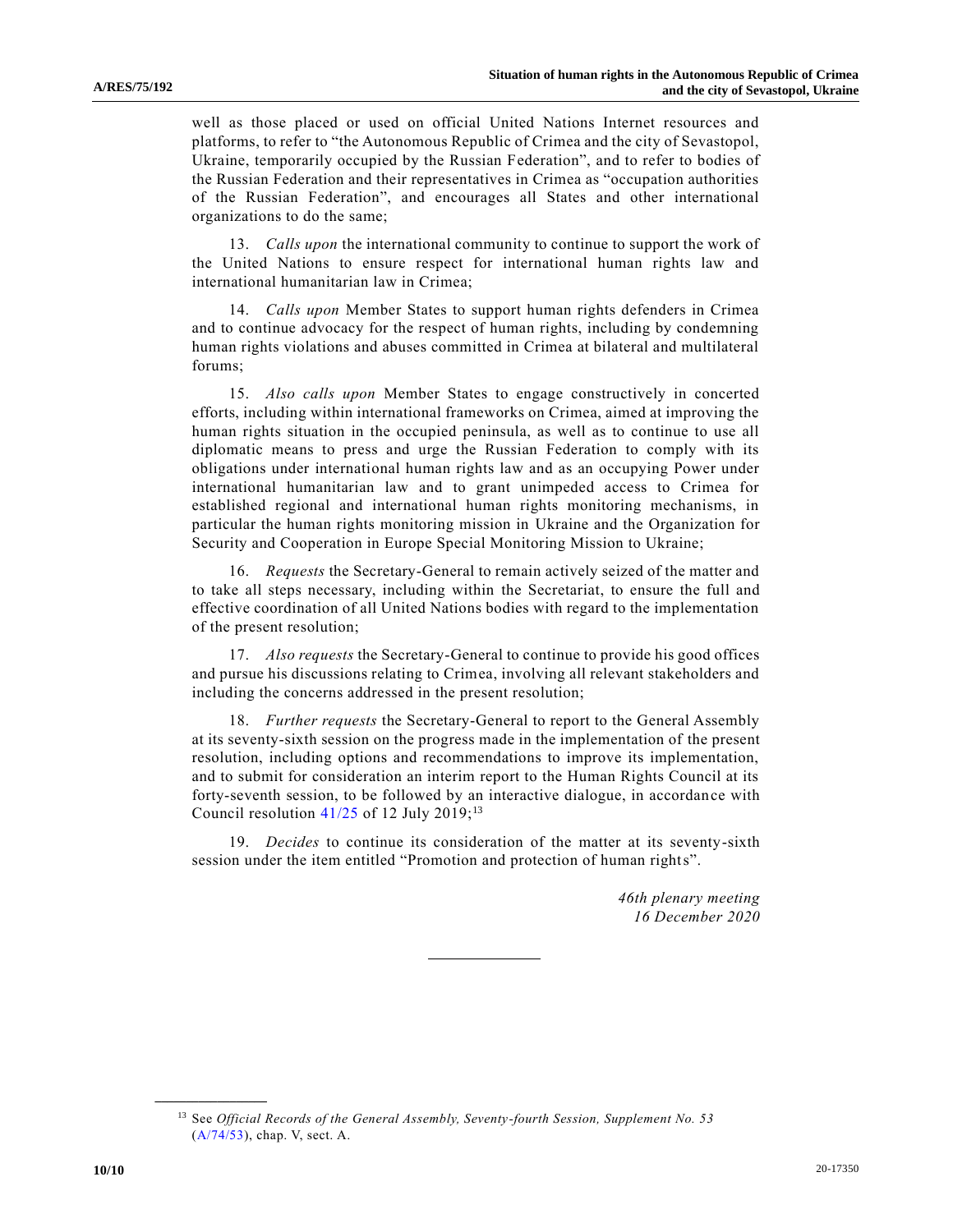well as those placed or used on official United Nations Internet resources and platforms, to refer to "the Autonomous Republic of Crimea and the city of Sevastopol, Ukraine, temporarily occupied by the Russian Federation", and to refer to bodies of the Russian Federation and their representatives in Crimea as "occupation authorities of the Russian Federation", and encourages all States and other international organizations to do the same;

13. *Calls upon* the international community to continue to support the work of the United Nations to ensure respect for international human rights law and international humanitarian law in Crimea;

14. *Calls upon* Member States to support human rights defenders in Crimea and to continue advocacy for the respect of human rights, including by condemning human rights violations and abuses committed in Crimea at bilateral and multilateral forums;

15. *Also calls upon* Member States to engage constructively in concerted efforts, including within international frameworks on Crimea, aimed at improving the human rights situation in the occupied peninsula, as well as to continue to use all diplomatic means to press and urge the Russian Federation to comply with its obligations under international human rights law and as an occupying Power under international humanitarian law and to grant unimpeded access to Crimea for established regional and international human rights monitoring mechanisms, in particular the human rights monitoring mission in Ukraine and the Organization for Security and Cooperation in Europe Special Monitoring Mission to Ukraine;

16. *Requests* the Secretary-General to remain actively seized of the matter and to take all steps necessary, including within the Secretariat, to ensure the full and effective coordination of all United Nations bodies with regard to the implementation of the present resolution;

17. *Also requests* the Secretary-General to continue to provide his good offices and pursue his discussions relating to Crimea, involving all relevant stakeholders and including the concerns addressed in the present resolution;

18. *Further requests* the Secretary-General to report to the General Assembly at its seventy-sixth session on the progress made in the implementation of the present resolution, including options and recommendations to improve its implementation, and to submit for consideration an interim report to the Human Rights Council at its forty-seventh session, to be followed by an interactive dialogue, in accordance with Council resolution 41/25 of 12 July 2019;[13]

19. *Decides* to continue its consideration of the matter at its seventy-sixth session under the item entitled "Promotion and protection of human rights".

*46th plenary meeting*
*16 December 2020*

[13] See *Official Records of the General Assembly, Seventy-fourth Session, Supplement No. 53* (A/74/53), chap. V, sect. A.